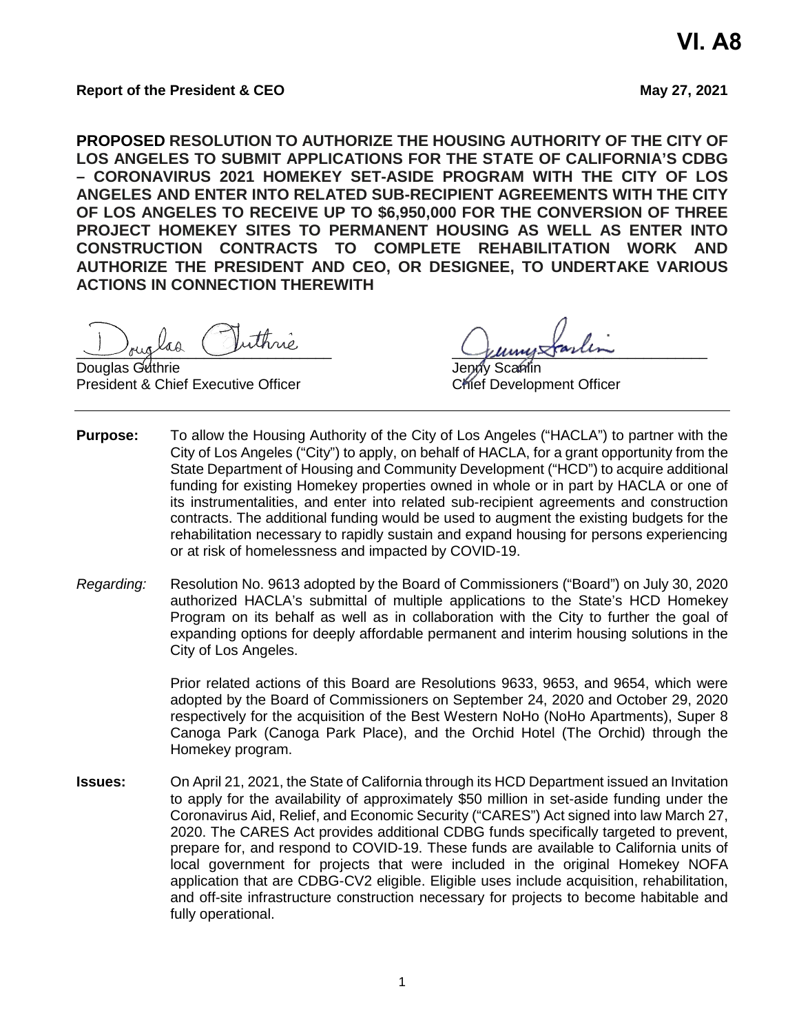**VI. A8**

**Report of the President & CEO** **May 27, 2021**

**PROPOSED RESOLUTION TO AUTHORIZE THE HOUSING AUTHORITY OF THE CITY OF LOS ANGELES TO SUBMIT APPLICATIONS FOR THE STATE OF CALIFORNIA'S CDBG – CORONAVIRUS 2021 HOMEKEY SET-ASIDE PROGRAM WITH THE CITY OF LOS ANGELES AND ENTER INTO RELATED SUB-RECIPIENT AGREEMENTS WITH THE CITY OF LOS ANGELES TO RECEIVE UP TO $6,950,000 FOR THE CONVERSION OF THREE PROJECT HOMEKEY SITES TO PERMANENT HOUSING AS WELL AS ENTER INTO CONSTRUCTION CONTRACTS TO COMPLETE REHABILITATION WORK AND AUTHORIZE THE PRESIDENT AND CEO, OR DESIGNEE, TO UNDERTAKE VARIOUS ACTIONS IN CONNECTION THEREWITH**

Douglas Guthrie
President & Chief Executive Officer

Jenny Scanlin
Chief Development Officer

---

**Purpose:** To allow the Housing Authority of the City of Los Angeles ("HACLA") to partner with the City of Los Angeles ("City") to apply, on behalf of HACLA, for a grant opportunity from the State Department of Housing and Community Development ("HCD") to acquire additional funding for existing Homekey properties owned in whole or in part by HACLA or one of its instrumentalities, and enter into related sub-recipient agreements and construction contracts. The additional funding would be used to augment the existing budgets for the rehabilitation necessary to rapidly sustain and expand housing for persons experiencing or at risk of homelessness and impacted by COVID-19.

*Regarding:* Resolution No. 9613 adopted by the Board of Commissioners ("Board") on July 30, 2020 authorized HACLA's submittal of multiple applications to the State's HCD Homekey Program on its behalf as well as in collaboration with the City to further the goal of expanding options for deeply affordable permanent and interim housing solutions in the City of Los Angeles.

Prior related actions of this Board are Resolutions 9633, 9653, and 9654, which were adopted by the Board of Commissioners on September 24, 2020 and October 29, 2020 respectively for the acquisition of the Best Western NoHo (NoHo Apartments), Super 8 Canoga Park (Canoga Park Place), and the Orchid Hotel (The Orchid) through the Homekey program.

**Issues:** On April 21, 2021, the State of California through its HCD Department issued an Invitation to apply for the availability of approximately $50 million in set-aside funding under the Coronavirus Aid, Relief, and Economic Security ("CARES") Act signed into law March 27, 2020. The CARES Act provides additional CDBG funds specifically targeted to prevent, prepare for, and respond to COVID-19. These funds are available to California units of local government for projects that were included in the original Homekey NOFA application that are CDBG-CV2 eligible. Eligible uses include acquisition, rehabilitation, and off-site infrastructure construction necessary for projects to become habitable and fully operational.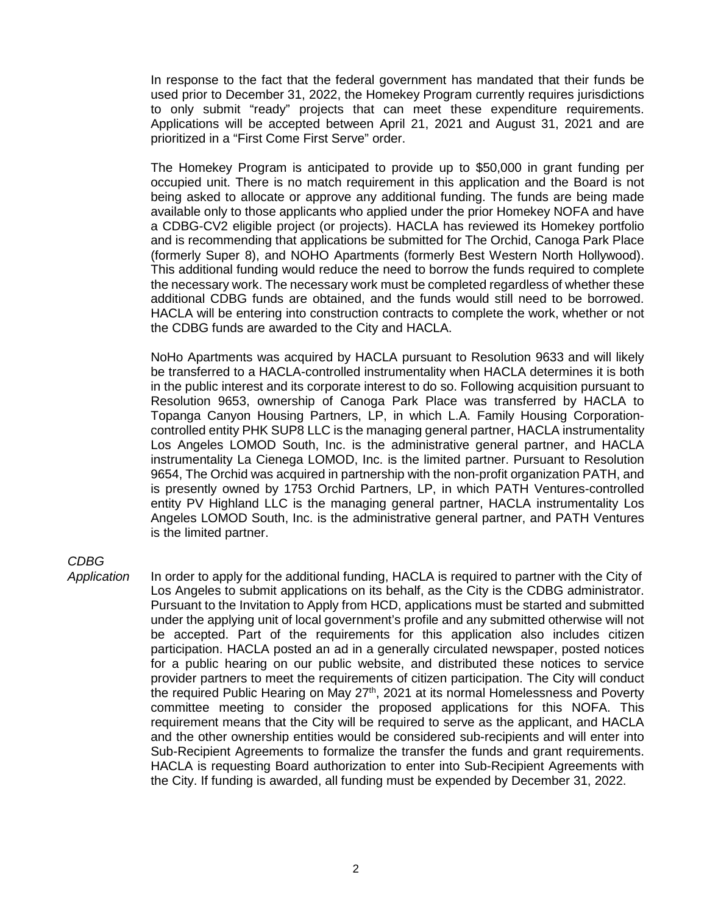In response to the fact that the federal government has mandated that their funds be used prior to December 31, 2022, the Homekey Program currently requires jurisdictions to only submit "ready" projects that can meet these expenditure requirements. Applications will be accepted between April 21, 2021 and August 31, 2021 and are prioritized in a "First Come First Serve" order.

The Homekey Program is anticipated to provide up to $50,000 in grant funding per occupied unit. There is no match requirement in this application and the Board is not being asked to allocate or approve any additional funding. The funds are being made available only to those applicants who applied under the prior Homekey NOFA and have a CDBG-CV2 eligible project (or projects). HACLA has reviewed its Homekey portfolio and is recommending that applications be submitted for The Orchid, Canoga Park Place (formerly Super 8), and NOHO Apartments (formerly Best Western North Hollywood). This additional funding would reduce the need to borrow the funds required to complete the necessary work. The necessary work must be completed regardless of whether these additional CDBG funds are obtained, and the funds would still need to be borrowed. HACLA will be entering into construction contracts to complete the work, whether or not the CDBG funds are awarded to the City and HACLA.

NoHo Apartments was acquired by HACLA pursuant to Resolution 9633 and will likely be transferred to a HACLA-controlled instrumentality when HACLA determines it is both in the public interest and its corporate interest to do so. Following acquisition pursuant to Resolution 9653, ownership of Canoga Park Place was transferred by HACLA to Topanga Canyon Housing Partners, LP, in which L.A. Family Housing Corporation-controlled entity PHK SUP8 LLC is the managing general partner, HACLA instrumentality Los Angeles LOMOD South, Inc. is the administrative general partner, and HACLA instrumentality La Cienega LOMOD, Inc. is the limited partner. Pursuant to Resolution 9654, The Orchid was acquired in partnership with the non-profit organization PATH, and is presently owned by 1753 Orchid Partners, LP, in which PATH Ventures-controlled entity PV Highland LLC is the managing general partner, HACLA instrumentality Los Angeles LOMOD South, Inc. is the administrative general partner, and PATH Ventures is the limited partner.

*CDBG Application*

In order to apply for the additional funding, HACLA is required to partner with the City of Los Angeles to submit applications on its behalf, as the City is the CDBG administrator. Pursuant to the Invitation to Apply from HCD, applications must be started and submitted under the applying unit of local government's profile and any submitted otherwise will not be accepted. Part of the requirements for this application also includes citizen participation. HACLA posted an ad in a generally circulated newspaper, posted notices for a public hearing on our public website, and distributed these notices to service provider partners to meet the requirements of citizen participation. The City will conduct the required Public Hearing on May 27th, 2021 at its normal Homelessness and Poverty committee meeting to consider the proposed applications for this NOFA. This requirement means that the City will be required to serve as the applicant, and HACLA and the other ownership entities would be considered sub-recipients and will enter into Sub-Recipient Agreements to formalize the transfer the funds and grant requirements. HACLA is requesting Board authorization to enter into Sub-Recipient Agreements with the City. If funding is awarded, all funding must be expended by December 31, 2022.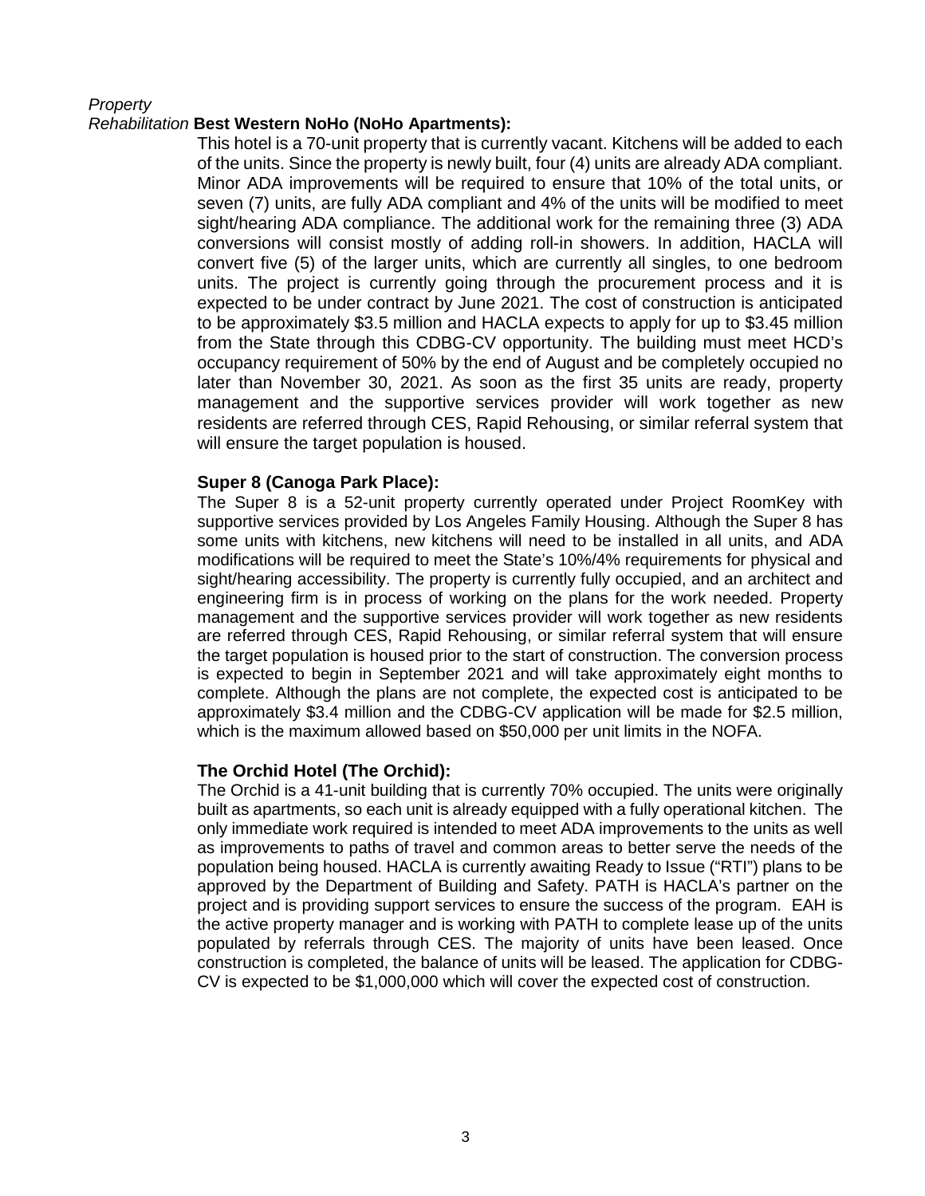*Property Rehabilitation* **Best Western NoHo (NoHo Apartments):**

This hotel is a 70-unit property that is currently vacant. Kitchens will be added to each of the units. Since the property is newly built, four (4) units are already ADA compliant. Minor ADA improvements will be required to ensure that 10% of the total units, or seven (7) units, are fully ADA compliant and 4% of the units will be modified to meet sight/hearing ADA compliance. The additional work for the remaining three (3) ADA conversions will consist mostly of adding roll-in showers. In addition, HACLA will convert five (5) of the larger units, which are currently all singles, to one bedroom units. The project is currently going through the procurement process and it is expected to be under contract by June 2021. The cost of construction is anticipated to be approximately \$3.5 million and HACLA expects to apply for up to \$3.45 million from the State through this CDBG-CV opportunity. The building must meet HCD's occupancy requirement of 50% by the end of August and be completely occupied no later than November 30, 2021. As soon as the first 35 units are ready, property management and the supportive services provider will work together as new residents are referred through CES, Rapid Rehousing, or similar referral system that will ensure the target population is housed.

**Super 8 (Canoga Park Place):**

The Super 8 is a 52-unit property currently operated under Project RoomKey with supportive services provided by Los Angeles Family Housing. Although the Super 8 has some units with kitchens, new kitchens will need to be installed in all units, and ADA modifications will be required to meet the State's 10%/4% requirements for physical and sight/hearing accessibility. The property is currently fully occupied, and an architect and engineering firm is in process of working on the plans for the work needed. Property management and the supportive services provider will work together as new residents are referred through CES, Rapid Rehousing, or similar referral system that will ensure the target population is housed prior to the start of construction. The conversion process is expected to begin in September 2021 and will take approximately eight months to complete. Although the plans are not complete, the expected cost is anticipated to be approximately \$3.4 million and the CDBG-CV application will be made for \$2.5 million, which is the maximum allowed based on \$50,000 per unit limits in the NOFA.

**The Orchid Hotel (The Orchid):**

The Orchid is a 41-unit building that is currently 70% occupied. The units were originally built as apartments, so each unit is already equipped with a fully operational kitchen. The only immediate work required is intended to meet ADA improvements to the units as well as improvements to paths of travel and common areas to better serve the needs of the population being housed. HACLA is currently awaiting Ready to Issue ("RTI") plans to be approved by the Department of Building and Safety. PATH is HACLA's partner on the project and is providing support services to ensure the success of the program. EAH is the active property manager and is working with PATH to complete lease up of the units populated by referrals through CES. The majority of units have been leased. Once construction is completed, the balance of units will be leased. The application for CDBG-CV is expected to be \$1,000,000 which will cover the expected cost of construction.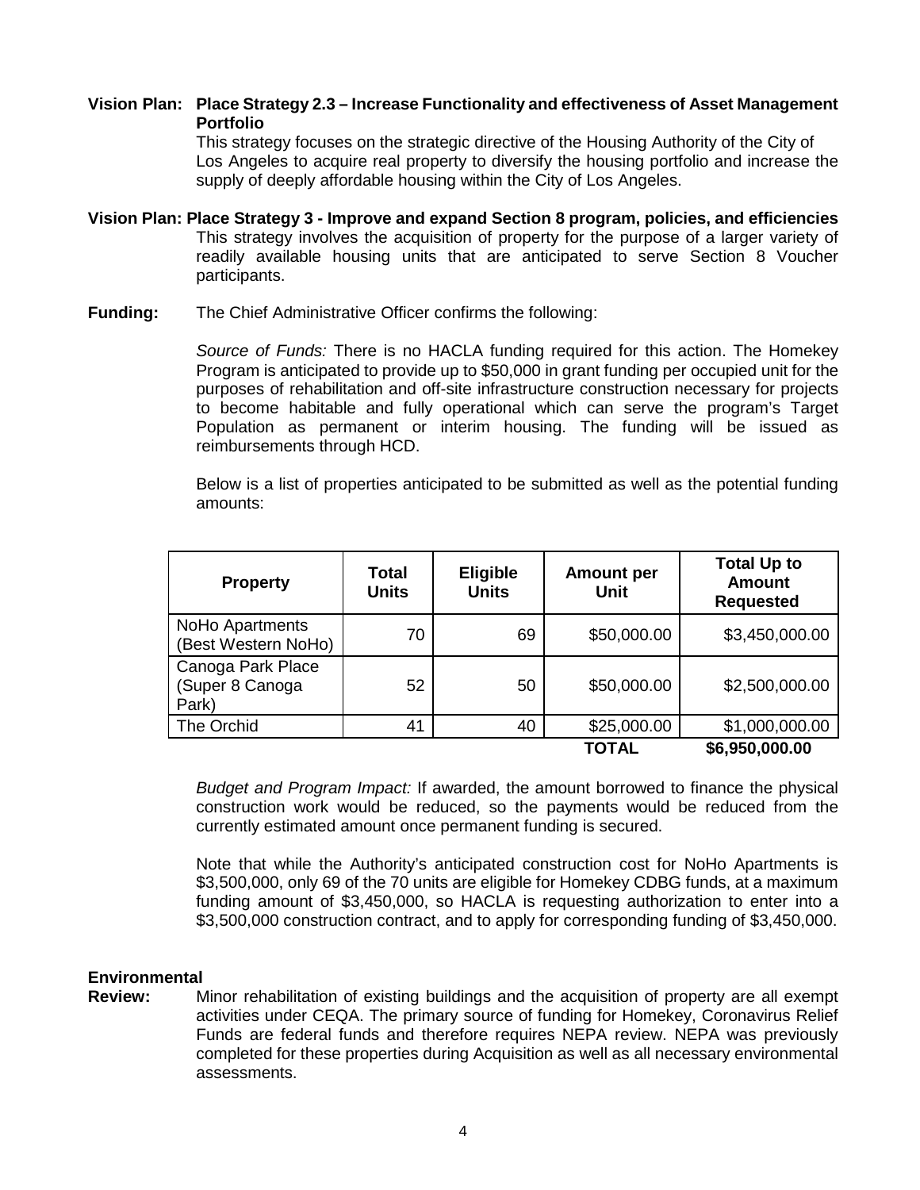**Vision Plan: Place Strategy 2.3 – Increase Functionality and effectiveness of Asset Management Portfolio**

This strategy focuses on the strategic directive of the Housing Authority of the City of Los Angeles to acquire real property to diversify the housing portfolio and increase the supply of deeply affordable housing within the City of Los Angeles.

**Vision Plan: Place Strategy 3 - Improve and expand Section 8 program, policies, and efficiencies**

This strategy involves the acquisition of property for the purpose of a larger variety of readily available housing units that are anticipated to serve Section 8 Voucher participants.

**Funding:** The Chief Administrative Officer confirms the following:

*Source of Funds:* There is no HACLA funding required for this action. The Homekey Program is anticipated to provide up to $50,000 in grant funding per occupied unit for the purposes of rehabilitation and off-site infrastructure construction necessary for projects to become habitable and fully operational which can serve the program's Target Population as permanent or interim housing. The funding will be issued as reimbursements through HCD.

Below is a list of properties anticipated to be submitted as well as the potential funding amounts:

| Property | Total Units | Eligible Units | Amount per Unit | Total Up to Amount Requested |
|---|---|---|---|---|
| NoHo Apartments (Best Western NoHo) | 70 | 69 | $50,000.00 | $3,450,000.00 |
| Canoga Park Place (Super 8 Canoga Park) | 52 | 50 | $50,000.00 | $2,500,000.00 |
| The Orchid | 41 | 40 | $25,000.00 | $1,000,000.00 |
| | | | **TOTAL** | **$6,950,000.00** |

*Budget and Program Impact:* If awarded, the amount borrowed to finance the physical construction work would be reduced, so the payments would be reduced from the currently estimated amount once permanent funding is secured.

Note that while the Authority's anticipated construction cost for NoHo Apartments is $3,500,000, only 69 of the 70 units are eligible for Homekey CDBG funds, at a maximum funding amount of $3,450,000, so HACLA is requesting authorization to enter into a $3,500,000 construction contract, and to apply for corresponding funding of $3,450,000.

**Environmental Review:** Minor rehabilitation of existing buildings and the acquisition of property are all exempt activities under CEQA. The primary source of funding for Homekey, Coronavirus Relief Funds are federal funds and therefore requires NEPA review. NEPA was previously completed for these properties during Acquisition as well as all necessary environmental assessments.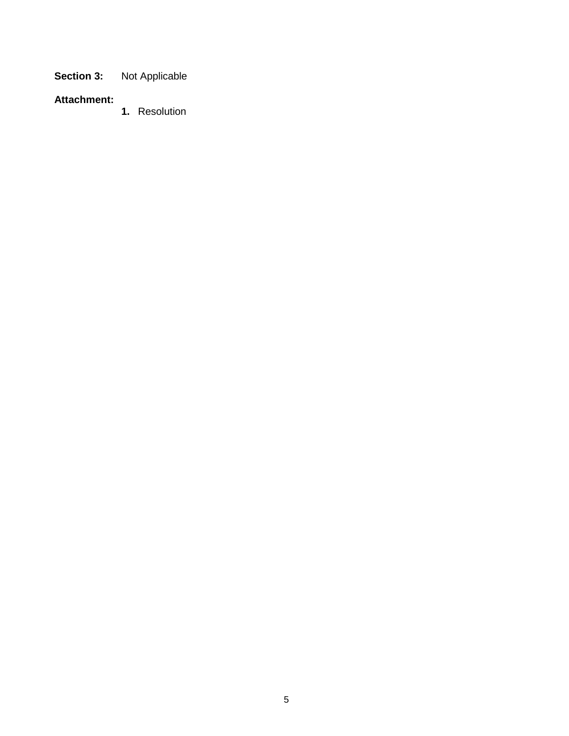**Section 3:** Not Applicable

**Attachment:**

1. Resolution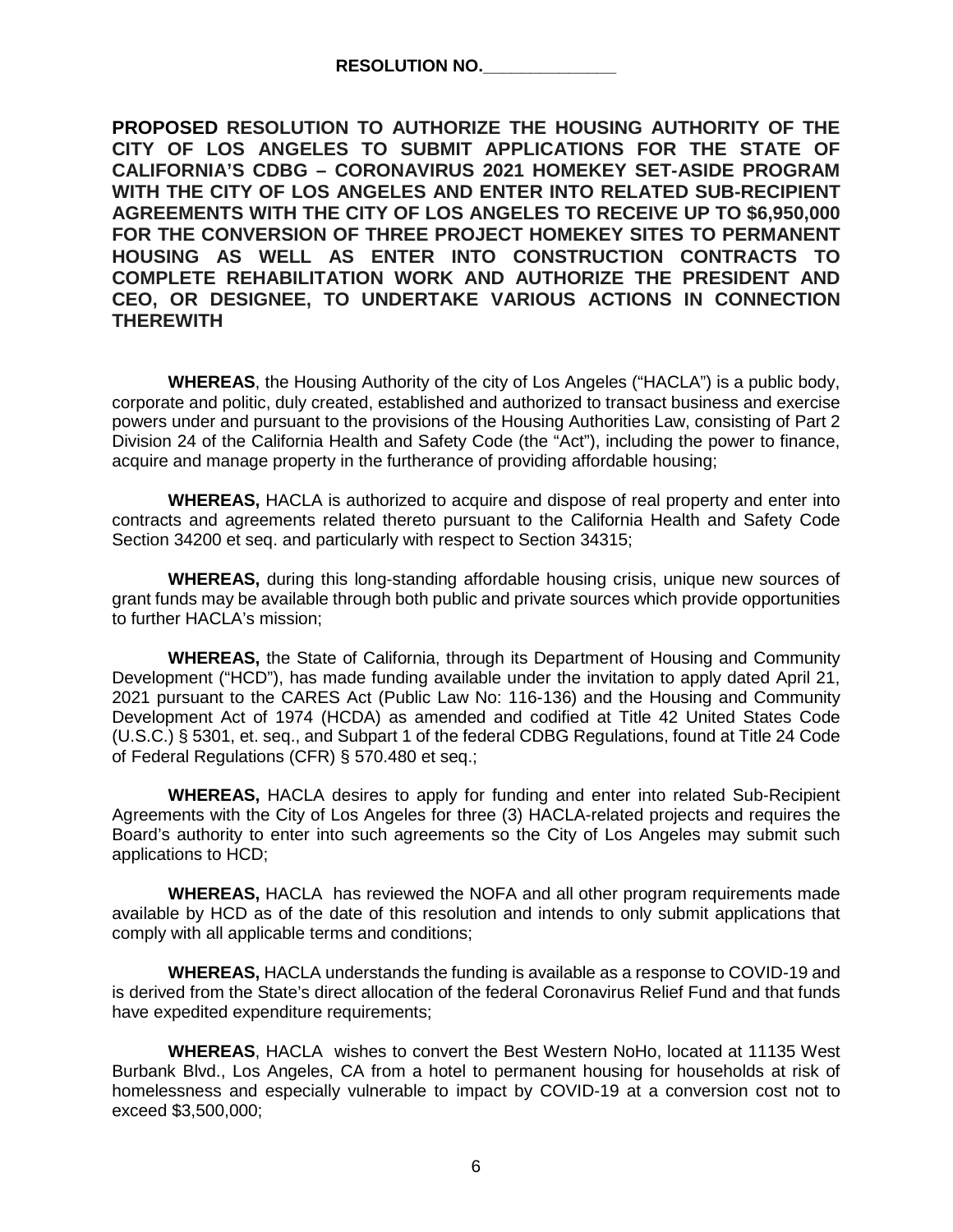**RESOLUTION NO.______________**

**PROPOSED RESOLUTION TO AUTHORIZE THE HOUSING AUTHORITY OF THE CITY OF LOS ANGELES TO SUBMIT APPLICATIONS FOR THE STATE OF CALIFORNIA'S CDBG – CORONAVIRUS 2021 HOMEKEY SET-ASIDE PROGRAM WITH THE CITY OF LOS ANGELES AND ENTER INTO RELATED SUB-RECIPIENT AGREEMENTS WITH THE CITY OF LOS ANGELES TO RECEIVE UP TO $6,950,000 FOR THE CONVERSION OF THREE PROJECT HOMEKEY SITES TO PERMANENT HOUSING AS WELL AS ENTER INTO CONSTRUCTION CONTRACTS TO COMPLETE REHABILITATION WORK AND AUTHORIZE THE PRESIDENT AND CEO, OR DESIGNEE, TO UNDERTAKE VARIOUS ACTIONS IN CONNECTION THEREWITH**

**WHEREAS**, the Housing Authority of the city of Los Angeles ("HACLA") is a public body, corporate and politic, duly created, established and authorized to transact business and exercise powers under and pursuant to the provisions of the Housing Authorities Law, consisting of Part 2 Division 24 of the California Health and Safety Code (the "Act"), including the power to finance, acquire and manage property in the furtherance of providing affordable housing;

**WHEREAS,** HACLA is authorized to acquire and dispose of real property and enter into contracts and agreements related thereto pursuant to the California Health and Safety Code Section 34200 et seq. and particularly with respect to Section 34315;

**WHEREAS,** during this long-standing affordable housing crisis, unique new sources of grant funds may be available through both public and private sources which provide opportunities to further HACLA's mission;

**WHEREAS,** the State of California, through its Department of Housing and Community Development ("HCD"), has made funding available under the invitation to apply dated April 21, 2021 pursuant to the CARES Act (Public Law No: 116-136) and the Housing and Community Development Act of 1974 (HCDA) as amended and codified at Title 42 United States Code (U.S.C.) § 5301, et. seq., and Subpart 1 of the federal CDBG Regulations, found at Title 24 Code of Federal Regulations (CFR) § 570.480 et seq.;

**WHEREAS,** HACLA desires to apply for funding and enter into related Sub-Recipient Agreements with the City of Los Angeles for three (3) HACLA-related projects and requires the Board's authority to enter into such agreements so the City of Los Angeles may submit such applications to HCD;

**WHEREAS,** HACLA has reviewed the NOFA and all other program requirements made available by HCD as of the date of this resolution and intends to only submit applications that comply with all applicable terms and conditions;

**WHEREAS,** HACLA understands the funding is available as a response to COVID-19 and is derived from the State's direct allocation of the federal Coronavirus Relief Fund and that funds have expedited expenditure requirements;

**WHEREAS**, HACLA wishes to convert the Best Western NoHo, located at 11135 West Burbank Blvd., Los Angeles, CA from a hotel to permanent housing for households at risk of homelessness and especially vulnerable to impact by COVID-19 at a conversion cost not to exceed $3,500,000;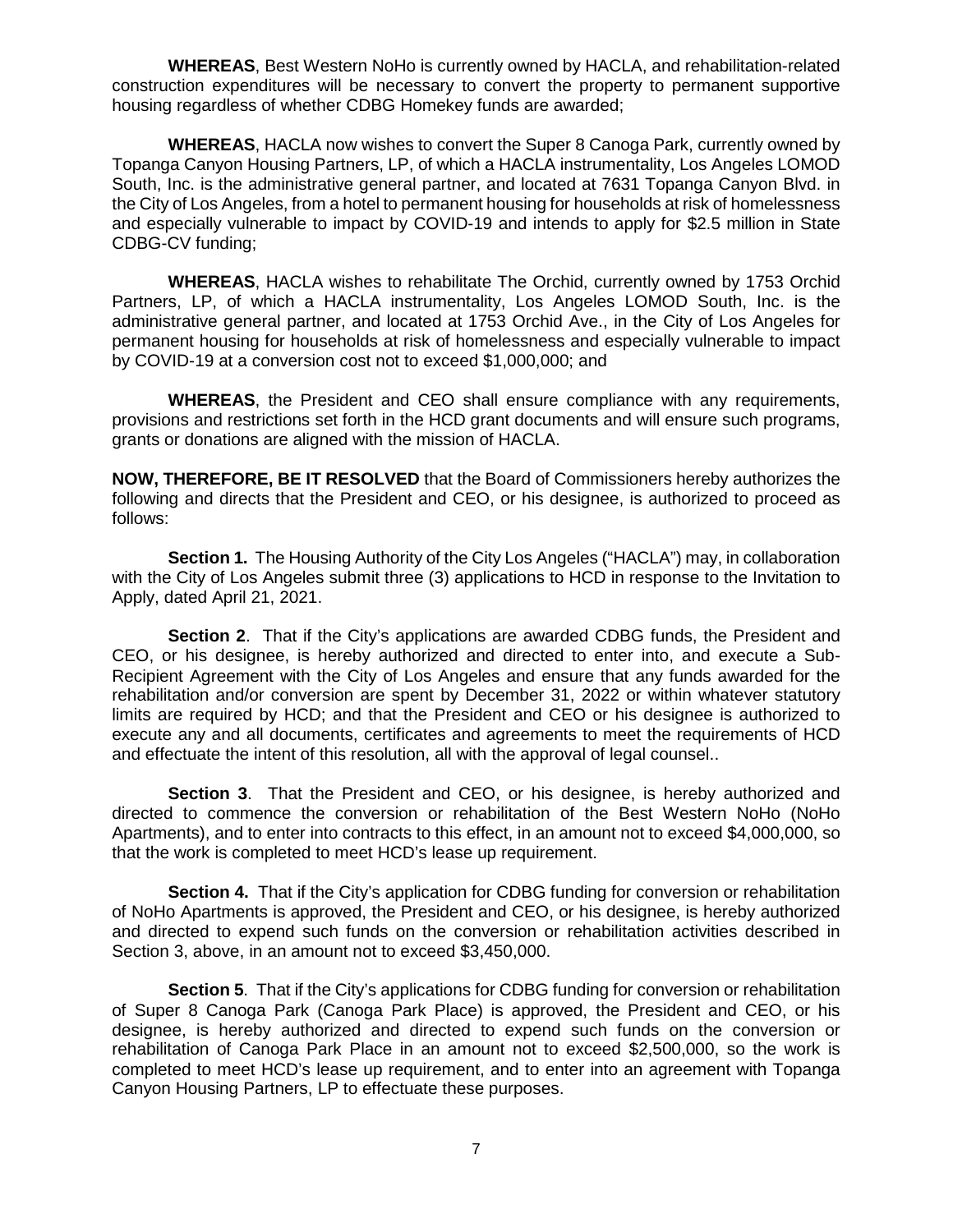**WHEREAS**, Best Western NoHo is currently owned by HACLA, and rehabilitation-related construction expenditures will be necessary to convert the property to permanent supportive housing regardless of whether CDBG Homekey funds are awarded;

**WHEREAS**, HACLA now wishes to convert the Super 8 Canoga Park, currently owned by Topanga Canyon Housing Partners, LP, of which a HACLA instrumentality, Los Angeles LOMOD South, Inc. is the administrative general partner, and located at 7631 Topanga Canyon Blvd. in the City of Los Angeles, from a hotel to permanent housing for households at risk of homelessness and especially vulnerable to impact by COVID-19 and intends to apply for $2.5 million in State CDBG-CV funding;

**WHEREAS**, HACLA wishes to rehabilitate The Orchid, currently owned by 1753 Orchid Partners, LP, of which a HACLA instrumentality, Los Angeles LOMOD South, Inc. is the administrative general partner, and located at 1753 Orchid Ave., in the City of Los Angeles for permanent housing for households at risk of homelessness and especially vulnerable to impact by COVID-19 at a conversion cost not to exceed $1,000,000; and

**WHEREAS**, the President and CEO shall ensure compliance with any requirements, provisions and restrictions set forth in the HCD grant documents and will ensure such programs, grants or donations are aligned with the mission of HACLA.

**NOW, THEREFORE, BE IT RESOLVED** that the Board of Commissioners hereby authorizes the following and directs that the President and CEO, or his designee, is authorized to proceed as follows:

**Section 1.** The Housing Authority of the City Los Angeles ("HACLA") may, in collaboration with the City of Los Angeles submit three (3) applications to HCD in response to the Invitation to Apply, dated April 21, 2021.

**Section 2**. That if the City's applications are awarded CDBG funds, the President and CEO, or his designee, is hereby authorized and directed to enter into, and execute a Sub-Recipient Agreement with the City of Los Angeles and ensure that any funds awarded for the rehabilitation and/or conversion are spent by December 31, 2022 or within whatever statutory limits are required by HCD; and that the President and CEO or his designee is authorized to execute any and all documents, certificates and agreements to meet the requirements of HCD and effectuate the intent of this resolution, all with the approval of legal counsel..

**Section 3**. That the President and CEO, or his designee, is hereby authorized and directed to commence the conversion or rehabilitation of the Best Western NoHo (NoHo Apartments), and to enter into contracts to this effect, in an amount not to exceed $4,000,000, so that the work is completed to meet HCD's lease up requirement.

**Section 4.** That if the City's application for CDBG funding for conversion or rehabilitation of NoHo Apartments is approved, the President and CEO, or his designee, is hereby authorized and directed to expend such funds on the conversion or rehabilitation activities described in Section 3, above, in an amount not to exceed $3,450,000.

**Section 5**. That if the City's applications for CDBG funding for conversion or rehabilitation of Super 8 Canoga Park (Canoga Park Place) is approved, the President and CEO, or his designee, is hereby authorized and directed to expend such funds on the conversion or rehabilitation of Canoga Park Place in an amount not to exceed $2,500,000, so the work is completed to meet HCD's lease up requirement, and to enter into an agreement with Topanga Canyon Housing Partners, LP to effectuate these purposes.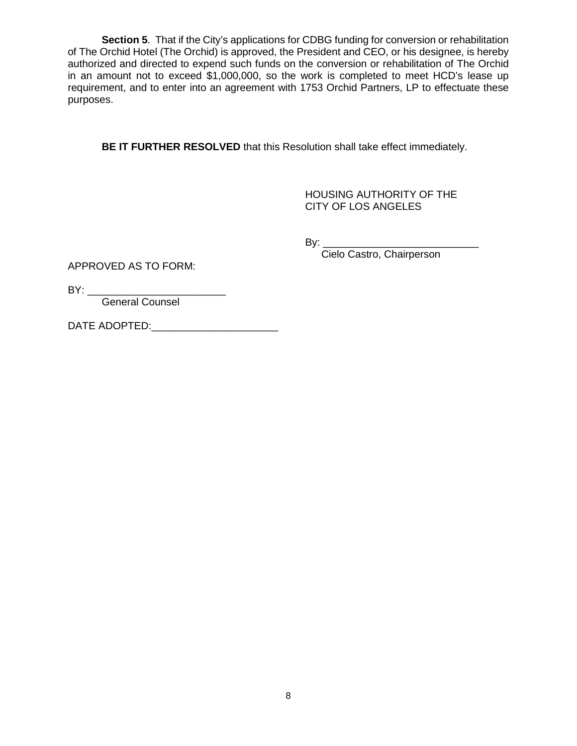**Section 5**. That if the City's applications for CDBG funding for conversion or rehabilitation of The Orchid Hotel (The Orchid) is approved, the President and CEO, or his designee, is hereby authorized and directed to expend such funds on the conversion or rehabilitation of The Orchid in an amount not to exceed $1,000,000, so the work is completed to meet HCD's lease up requirement, and to enter into an agreement with 1753 Orchid Partners, LP to effectuate these purposes.

**BE IT FURTHER RESOLVED** that this Resolution shall take effect immediately.

HOUSING AUTHORITY OF THE
CITY OF LOS ANGELES

By: ___________________________
Cielo Castro, Chairperson

APPROVED AS TO FORM:

BY: ________________________
General Counsel

DATE ADOPTED:______________________